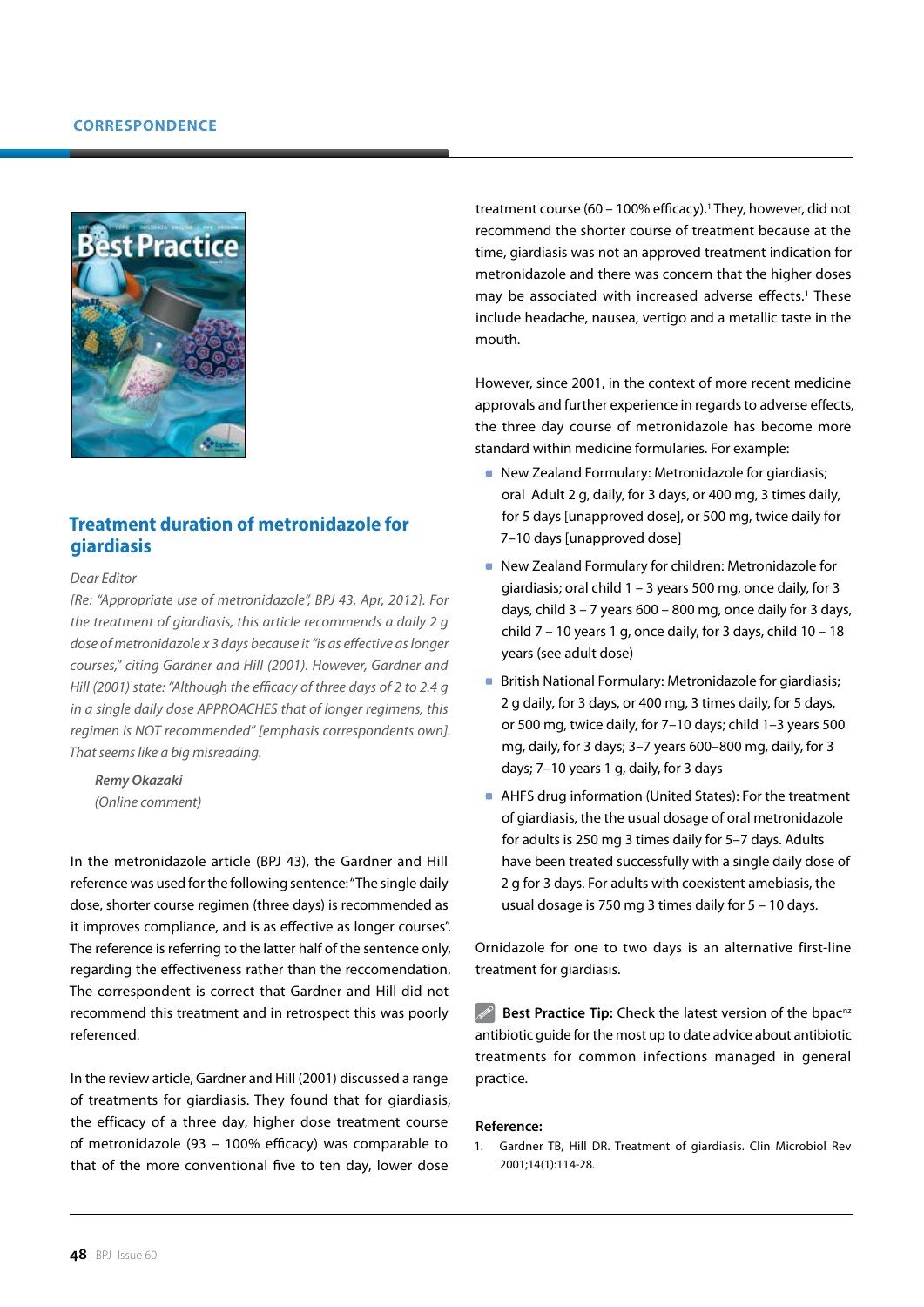# CORRESPONDENCE

## Treatment duration of metronidazole for giardiasis

*Dear Editor*

*[Re: "Appropriate use of metronidazole", BPJ 43, Apr, 2012]. For the treatment of giardiasis, this article recommends a daily 2 g dose of metronidazole x 3 days because it "is as effective as longer courses," citing Gardner and Hill (2001). However, Gardner and Hill (2001) state: "Although the efficacy of three days of 2 to 2.4 g in a single daily dose APPROACHES that of longer regimens, this regimen is NOT recommended" [emphasis correspondents own]. That seems like a big misreading.*

> ***Remy Okazaki***
> *(Online comment)*

In the metronidazole article (BPJ 43), the Gardner and Hill reference was used for the following sentence: "The single daily dose, shorter course regimen (three days) is recommended as it improves compliance, and is as effective as longer courses". The reference is referring to the latter half of the sentence only, regarding the effectiveness rather than the reccomendation. The correspondent is correct that Gardner and Hill did not recommend this treatment and in retrospect this was poorly referenced.

In the review article, Gardner and Hill (2001) discussed a range of treatments for giardiasis. They found that for giardiasis, the efficacy of a three day, higher dose treatment course of metronidazole (93 – 100% efficacy) was comparable to that of the more conventional five to ten day, lower dose treatment course (60 – 100% efficacy).[1] They, however, did not recommend the shorter course of treatment because at the time, giardiasis was not an approved treatment indication for metronidazole and there was concern that the higher doses may be associated with increased adverse effects.[1] These include headache, nausea, vertigo and a metallic taste in the mouth.

However, since 2001, in the context of more recent medicine approvals and further experience in regards to adverse effects, the three day course of metronidazole has become more standard within medicine formularies. For example:

- New Zealand Formulary: Metronidazole for giardiasis; oral Adult 2 g, daily, for 3 days, or 400 mg, 3 times daily, for 5 days [unapproved dose], or 500 mg, twice daily for 7–10 days [unapproved dose]
- New Zealand Formulary for children: Metronidazole for giardiasis; oral child 1 – 3 years 500 mg, once daily, for 3 days, child 3 – 7 years 600 – 800 mg, once daily for 3 days, child 7 – 10 years 1 g, once daily, for 3 days, child 10 – 18 years (see adult dose)
- British National Formulary: Metronidazole for giardiasis; 2 g daily, for 3 days, or 400 mg, 3 times daily, for 5 days, or 500 mg, twice daily, for 7–10 days; child 1–3 years 500 mg, daily, for 3 days; 3–7 years 600–800 mg, daily, for 3 days; 7–10 years 1 g, daily, for 3 days
- AHFS drug information (United States): For the treatment of giardiasis, the the usual dosage of oral metronidazole for adults is 250 mg 3 times daily for 5–7 days. Adults have been treated successfully with a single daily dose of 2 g for 3 days. For adults with coexistent amebiasis, the usual dosage is 750 mg 3 times daily for 5 – 10 days.

Ornidazole for one to two days is an alternative first-line treatment for giardiasis.

**Best Practice Tip:** Check the latest version of the bpac[nz] antibiotic guide for the most up to date advice about antibiotic treatments for common infections managed in general practice.

**Reference:**

1. Gardner TB, Hill DR. Treatment of giardiasis. Clin Microbiol Rev 2001;14(1):114-28.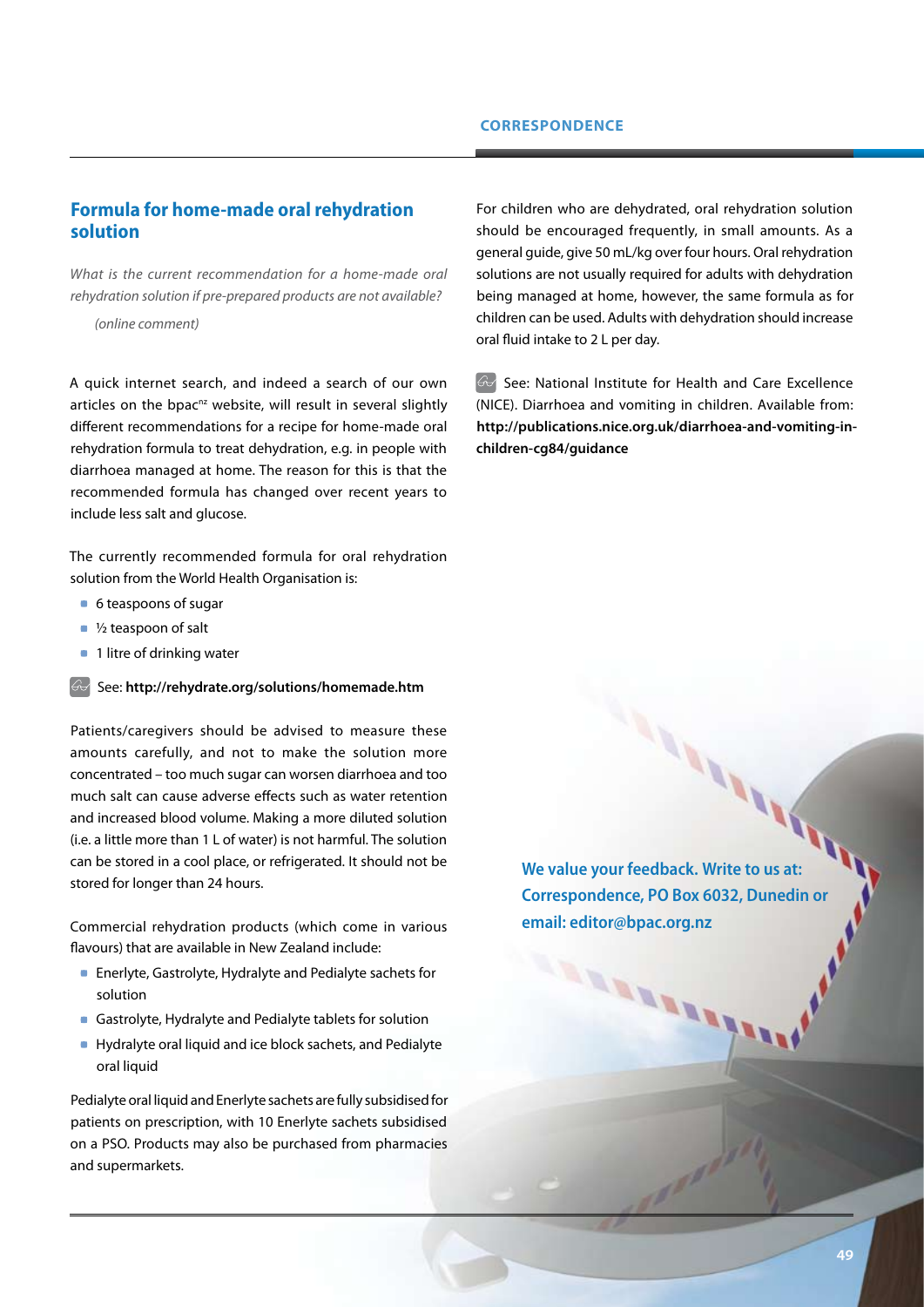## Formula for home-made oral rehydration solution

*What is the current recommendation for a home-made oral rehydration solution if pre-prepared products are not available?*

*(online comment)*

A quick internet search, and indeed a search of our own articles on the bpac[nz] website, will result in several slightly different recommendations for a recipe for home-made oral rehydration formula to treat dehydration, e.g. in people with diarrhoea managed at home. The reason for this is that the recommended formula has changed over recent years to include less salt and glucose.

The currently recommended formula for oral rehydration solution from the World Health Organisation is:

- 6 teaspoons of sugar
- ½ teaspoon of salt
- 1 litre of drinking water

See: **http://rehydrate.org/solutions/homemade.htm**

Patients/caregivers should be advised to measure these amounts carefully, and not to make the solution more concentrated – too much sugar can worsen diarrhoea and too much salt can cause adverse effects such as water retention and increased blood volume. Making a more diluted solution (i.e. a little more than 1 L of water) is not harmful. The solution can be stored in a cool place, or refrigerated. It should not be stored for longer than 24 hours.

Commercial rehydration products (which come in various flavours) that are available in New Zealand include:

- Enerlyte, Gastrolyte, Hydralyte and Pedialyte sachets for solution
- Gastrolyte, Hydralyte and Pedialyte tablets for solution
- Hydralyte oral liquid and ice block sachets, and Pedialyte oral liquid

Pedialyte oral liquid and Enerlyte sachets are fully subsidised for patients on prescription, with 10 Enerlyte sachets subsidised on a PSO. Products may also be purchased from pharmacies and supermarkets.

For children who are dehydrated, oral rehydration solution should be encouraged frequently, in small amounts. As a general guide, give 50 mL/kg over four hours. Oral rehydration solutions are not usually required for adults with dehydration being managed at home, however, the same formula as for children can be used. Adults with dehydration should increase oral fluid intake to 2 L per day.

See: National Institute for Health and Care Excellence (NICE). Diarrhoea and vomiting in children. Available from: **http://publications.nice.org.uk/diarrhoea-and-vomiting-in-children-cg84/guidance**

**We value your feedback. Write to us at: Correspondence, PO Box 6032, Dunedin or email: editor@bpac.org.nz**